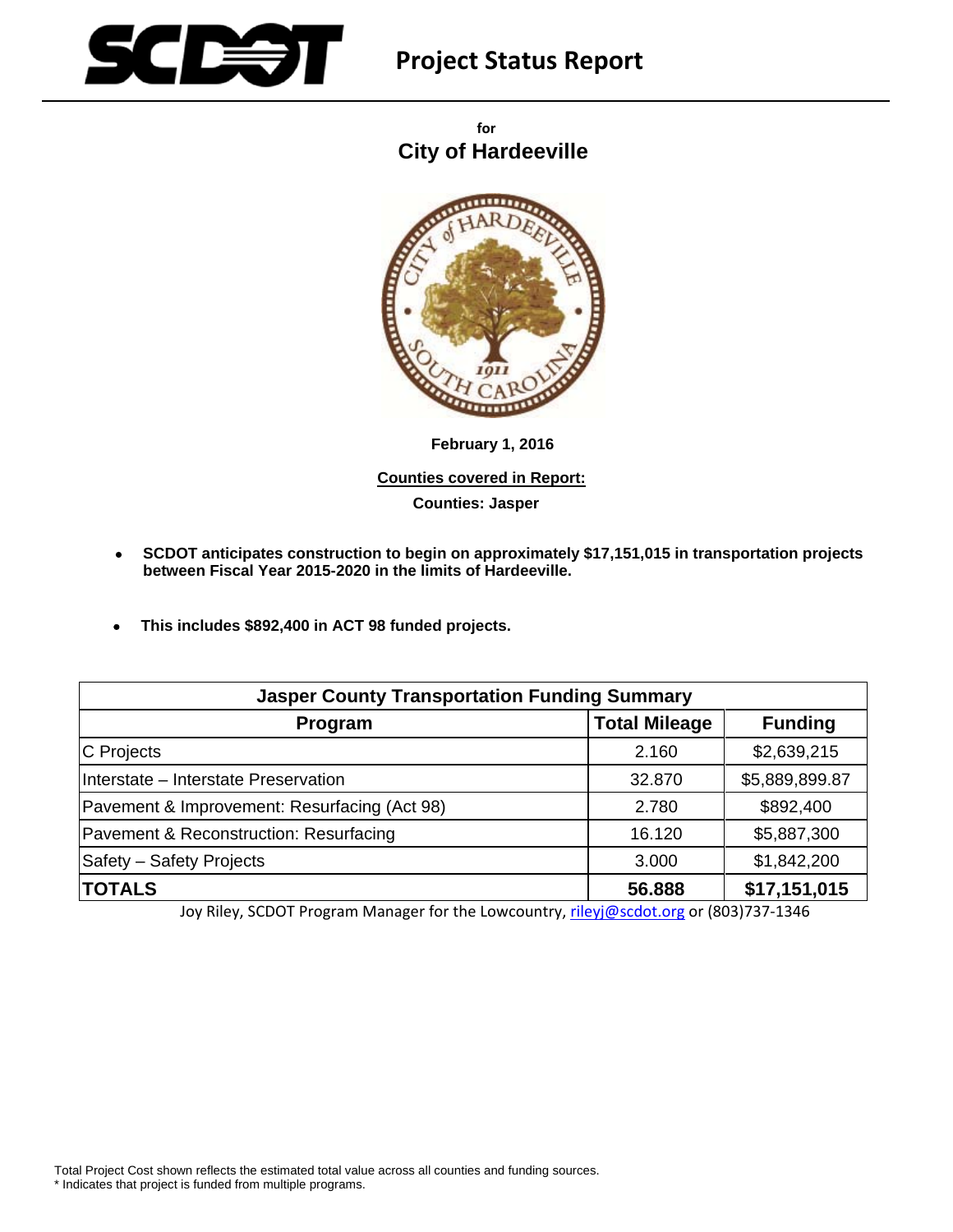# Project Status Report

for

## City of Hardeeville

**February 1, 2016**

**Counties covered in Report:**

**Counties: Jasper**

- **SCDOT anticipates construction to begin on approximately $17,151,015 in transportation projects between Fiscal Year 2015-2020 in the limits of Hardeeville.**
- **This includes $892,400 in ACT 98 funded projects.**

| Jasper County Transportation Funding Summary | | |
|---|---|---|
| **Program** | **Total Mileage** | **Funding** |
| C Projects | 2.160 | $2,639,215 |
| Interstate – Interstate Preservation | 32.870 | $5,889,899.87 |
| Pavement & Improvement: Resurfacing (Act 98) | 2.780 | $892,400 |
| Pavement & Reconstruction: Resurfacing | 16.120 | $5,887,300 |
| Safety – Safety Projects | 3.000 | $1,842,200 |
| **TOTALS** | **56.888** | **$17,151,015** |

Joy Riley, SCDOT Program Manager for the Lowcountry, rileyj@scdot.org or (803)737-1346

Total Project Cost shown reflects the estimated total value across all counties and funding sources.
* Indicates that project is funded from multiple programs.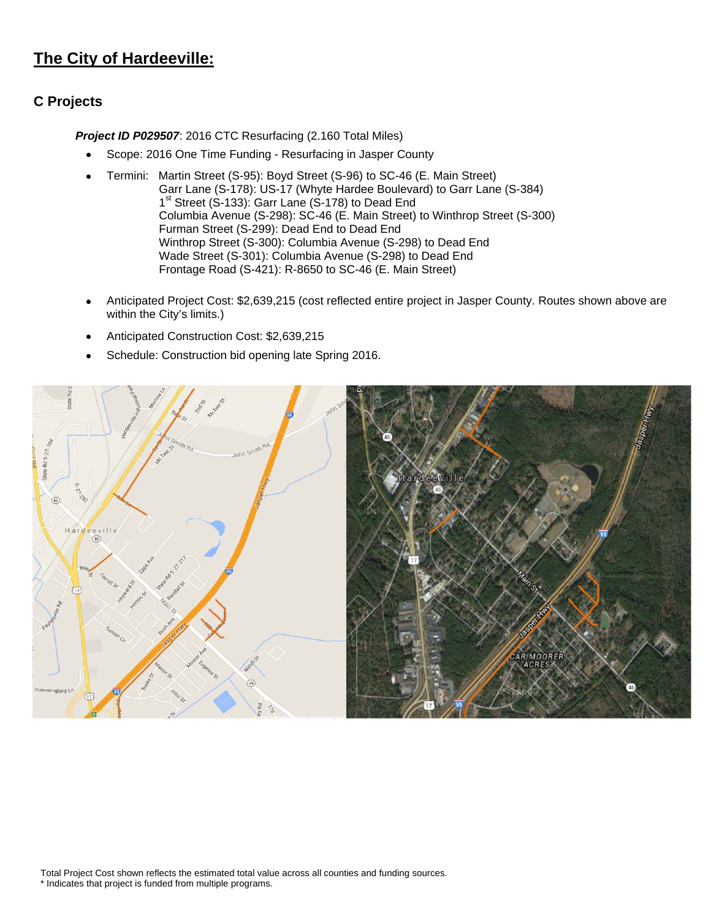# The City of Hardeeville:

## C Projects

***Project ID P029507***: 2016 CTC Resurfacing (2.160 Total Miles)

- Scope: 2016 One Time Funding - Resurfacing in Jasper County
- Termini: Martin Street (S-95): Boyd Street (S-96) to SC-46 (E. Main Street)
  Garr Lane (S-178): US-17 (Whyte Hardee Boulevard) to Garr Lane (S-384)
  1st Street (S-133): Garr Lane (S-178) to Dead End
  Columbia Avenue (S-298): SC-46 (E. Main Street) to Winthrop Street (S-300)
  Furman Street (S-299): Dead End to Dead End
  Winthrop Street (S-300): Columbia Avenue (S-298) to Dead End
  Wade Street (S-301): Columbia Avenue (S-298) to Dead End
  Frontage Road (S-421): R-8650 to SC-46 (E. Main Street)
- Anticipated Project Cost: $2,639,215 (cost reflected entire project in Jasper County. Routes shown above are within the City's limits.)
- Anticipated Construction Cost: $2,639,215
- Schedule: Construction bid opening late Spring 2016.

Total Project Cost shown reflects the estimated total value across all counties and funding sources.
* Indicates that project is funded from multiple programs.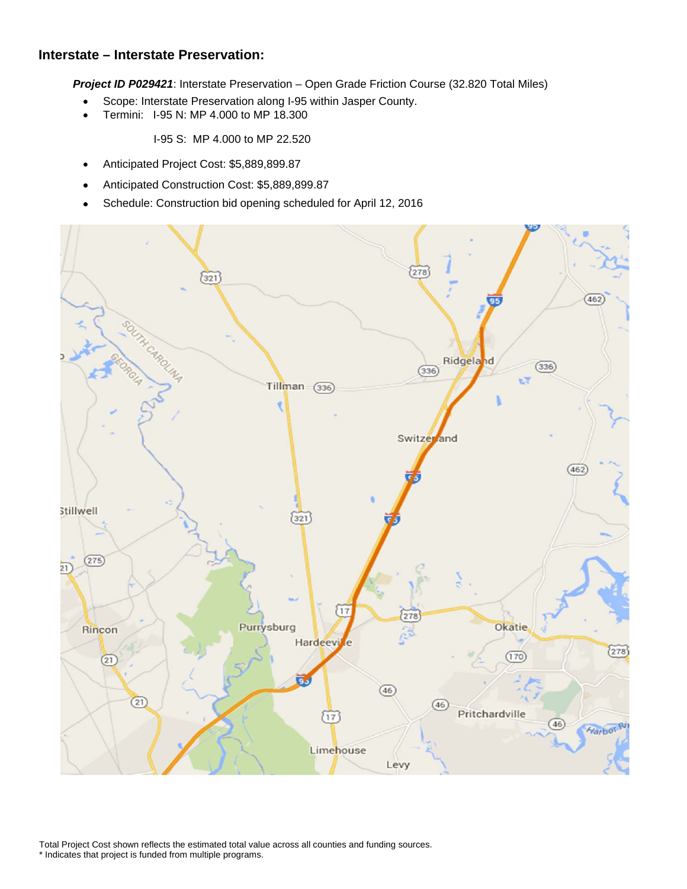### Interstate – Interstate Preservation:

***Project ID P029421***: Interstate Preservation – Open Grade Friction Course (32.820 Total Miles)

- Scope: Interstate Preservation along I-95 within Jasper County.
- Termini: I-95 N: MP 4.000 to MP 18.300

  I-95 S: MP 4.000 to MP 22.520

- Anticipated Project Cost: $5,889,899.87
- Anticipated Construction Cost: $5,889,899.87
- Schedule: Construction bid opening scheduled for April 12, 2016

Total Project Cost shown reflects the estimated total value across all counties and funding sources.
* Indicates that project is funded from multiple programs.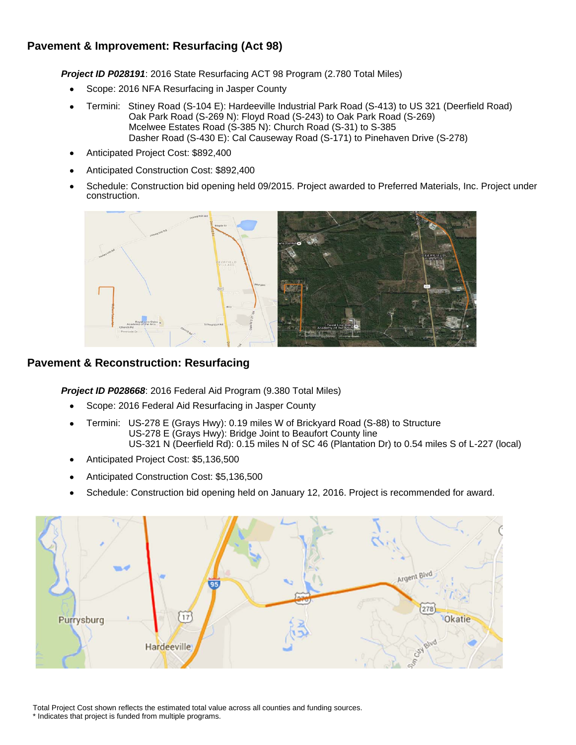## Pavement & Improvement: Resurfacing (Act 98)

***Project ID P028191***: 2016 State Resurfacing ACT 98 Program (2.780 Total Miles)

- Scope: 2016 NFA Resurfacing in Jasper County
- Termini: Stiney Road (S-104 E): Hardeeville Industrial Park Road (S-413) to US 321 (Deerfield Road)
  Oak Park Road (S-269 N): Floyd Road (S-243) to Oak Park Road (S-269)
  Mcelwee Estates Road (S-385 N): Church Road (S-31) to S-385
  Dasher Road (S-430 E): Cal Causeway Road (S-171) to Pinehaven Drive (S-278)
- Anticipated Project Cost: $892,400
- Anticipated Construction Cost: $892,400
- Schedule: Construction bid opening held 09/2015. Project awarded to Preferred Materials, Inc. Project under construction.

## Pavement & Reconstruction: Resurfacing

***Project ID P028668***: 2016 Federal Aid Program (9.380 Total Miles)

- Scope: 2016 Federal Aid Resurfacing in Jasper County
- Termini: US-278 E (Grays Hwy): 0.19 miles W of Brickyard Road (S-88) to Structure
  US-278 E (Grays Hwy): Bridge Joint to Beaufort County line
  US-321 N (Deerfield Rd): 0.15 miles N of SC 46 (Plantation Dr) to 0.54 miles S of L-227 (local)
- Anticipated Project Cost: $5,136,500
- Anticipated Construction Cost: $5,136,500
- Schedule: Construction bid opening held on January 12, 2016. Project is recommended for award.

Total Project Cost shown reflects the estimated total value across all counties and funding sources.
* Indicates that project is funded from multiple programs.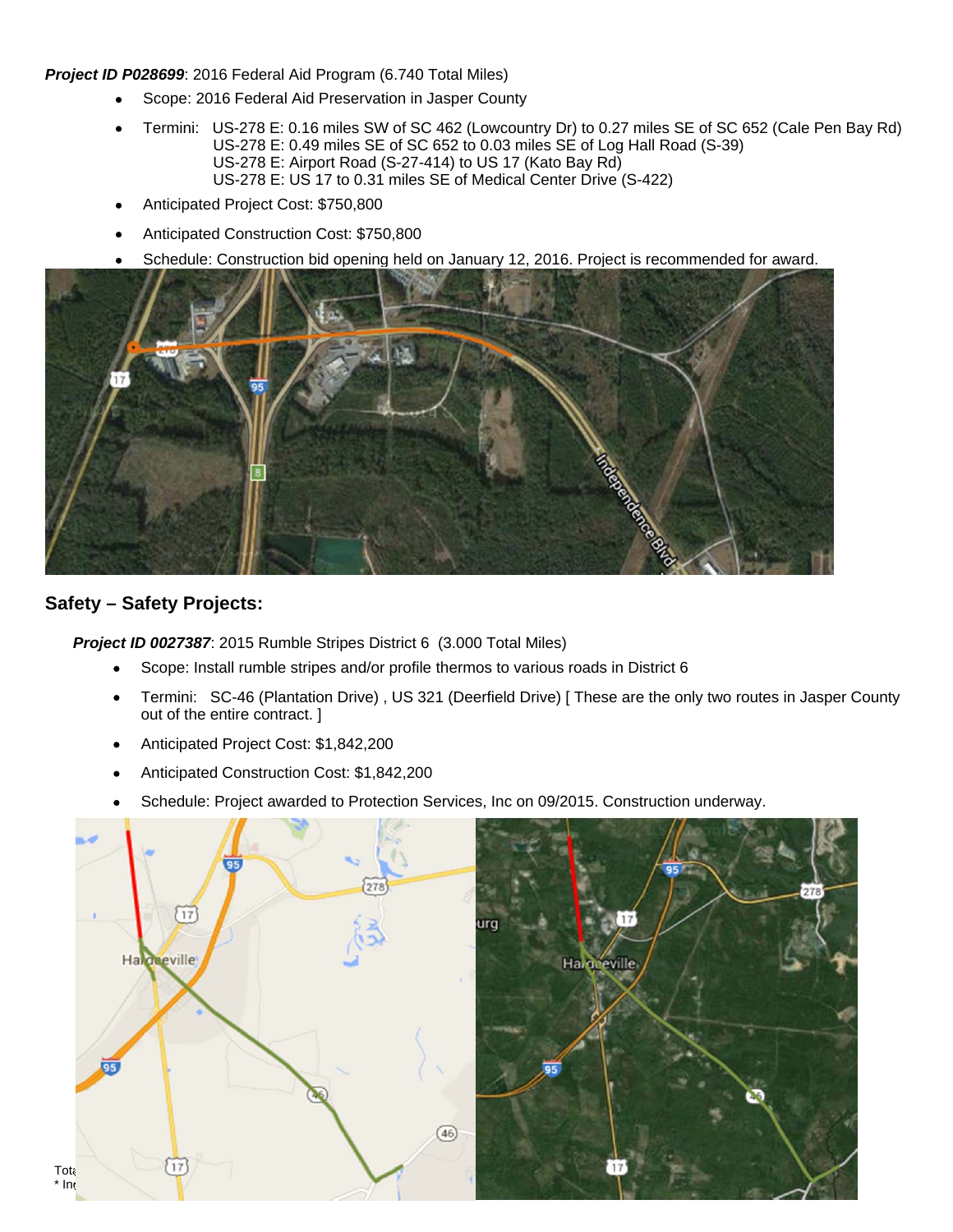***Project ID P028699***: 2016 Federal Aid Program (6.740 Total Miles)

- Scope: 2016 Federal Aid Preservation in Jasper County
- Termini: US-278 E: 0.16 miles SW of SC 462 (Lowcountry Dr) to 0.27 miles SE of SC 652 (Cale Pen Bay Rd)
  US-278 E: 0.49 miles SE of SC 652 to 0.03 miles SE of Log Hall Road (S-39)
  US-278 E: Airport Road (S-27-414) to US 17 (Kato Bay Rd)
  US-278 E: US 17 to 0.31 miles SE of Medical Center Drive (S-422)
- Anticipated Project Cost: $750,800
- Anticipated Construction Cost: $750,800
- Schedule: Construction bid opening held on January 12, 2016. Project is recommended for award.

## Safety – Safety Projects:

***Project ID 0027387***: 2015 Rumble Stripes District 6 (3.000 Total Miles)

- Scope: Install rumble stripes and/or profile thermos to various roads in District 6
- Termini: SC-46 (Plantation Drive) , US 321 (Deerfield Drive) [ These are the only two routes in Jasper County out of the entire contract. ]
- Anticipated Project Cost: $1,842,200
- Anticipated Construction Cost: $1,842,200
- Schedule: Project awarded to Protection Services, Inc on 09/2015. Construction underway.

Tot
* In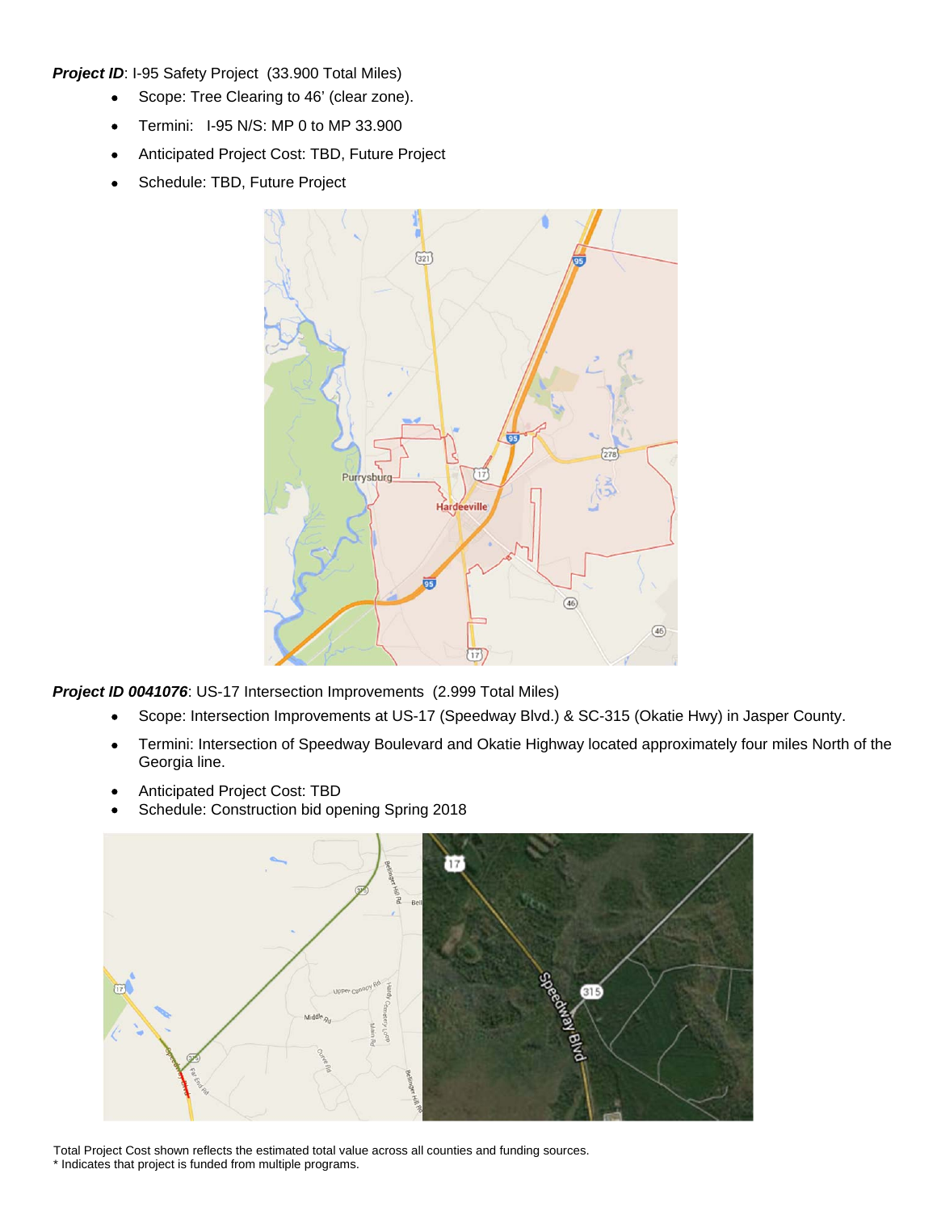***Project ID***: I-95 Safety Project (33.900 Total Miles)

- Scope: Tree Clearing to 46' (clear zone).
- Termini: I-95 N/S: MP 0 to MP 33.900
- Anticipated Project Cost: TBD, Future Project
- Schedule: TBD, Future Project

***Project ID 0041076***: US-17 Intersection Improvements (2.999 Total Miles)

- Scope: Intersection Improvements at US-17 (Speedway Blvd.) & SC-315 (Okatie Hwy) in Jasper County.
- Termini: Intersection of Speedway Boulevard and Okatie Highway located approximately four miles North of the Georgia line.
- Anticipated Project Cost: TBD
- Schedule: Construction bid opening Spring 2018

Total Project Cost shown reflects the estimated total value across all counties and funding sources.
* Indicates that project is funded from multiple programs.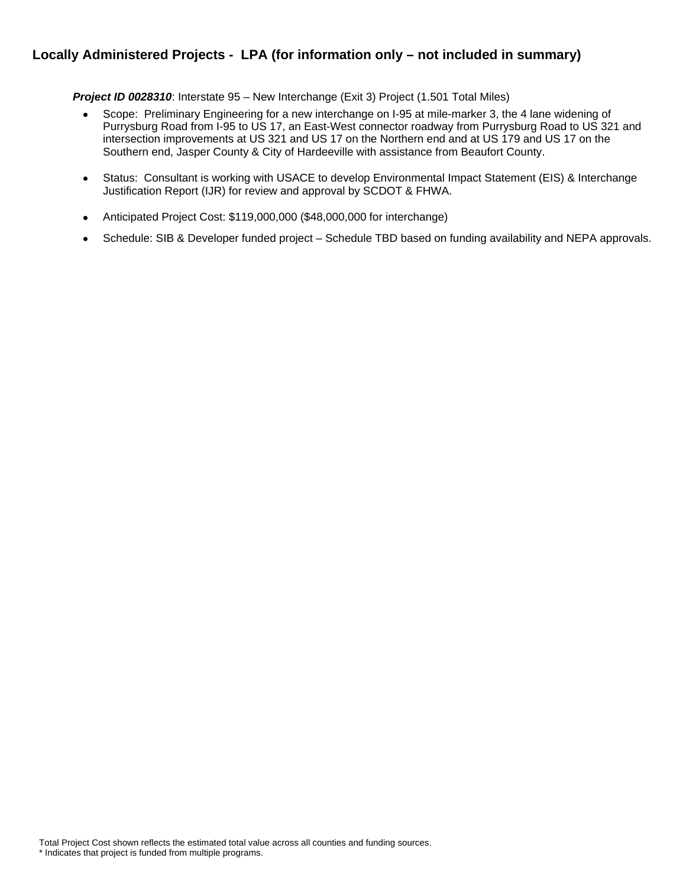## Locally Administered Projects - LPA (for information only – not included in summary)

***Project ID 0028310***: Interstate 95 – New Interchange (Exit 3) Project (1.501 Total Miles)

- Scope: Preliminary Engineering for a new interchange on I-95 at mile-marker 3, the 4 lane widening of Purrysburg Road from I-95 to US 17, an East-West connector roadway from Purrysburg Road to US 321 and intersection improvements at US 321 and US 17 on the Northern end and at US 179 and US 17 on the Southern end, Jasper County & City of Hardeeville with assistance from Beaufort County.

- Status: Consultant is working with USACE to develop Environmental Impact Statement (EIS) & Interchange Justification Report (IJR) for review and approval by SCDOT & FHWA.

- Anticipated Project Cost: $119,000,000 ($48,000,000 for interchange)

- Schedule: SIB & Developer funded project – Schedule TBD based on funding availability and NEPA approvals.

Total Project Cost shown reflects the estimated total value across all counties and funding sources.
* Indicates that project is funded from multiple programs.